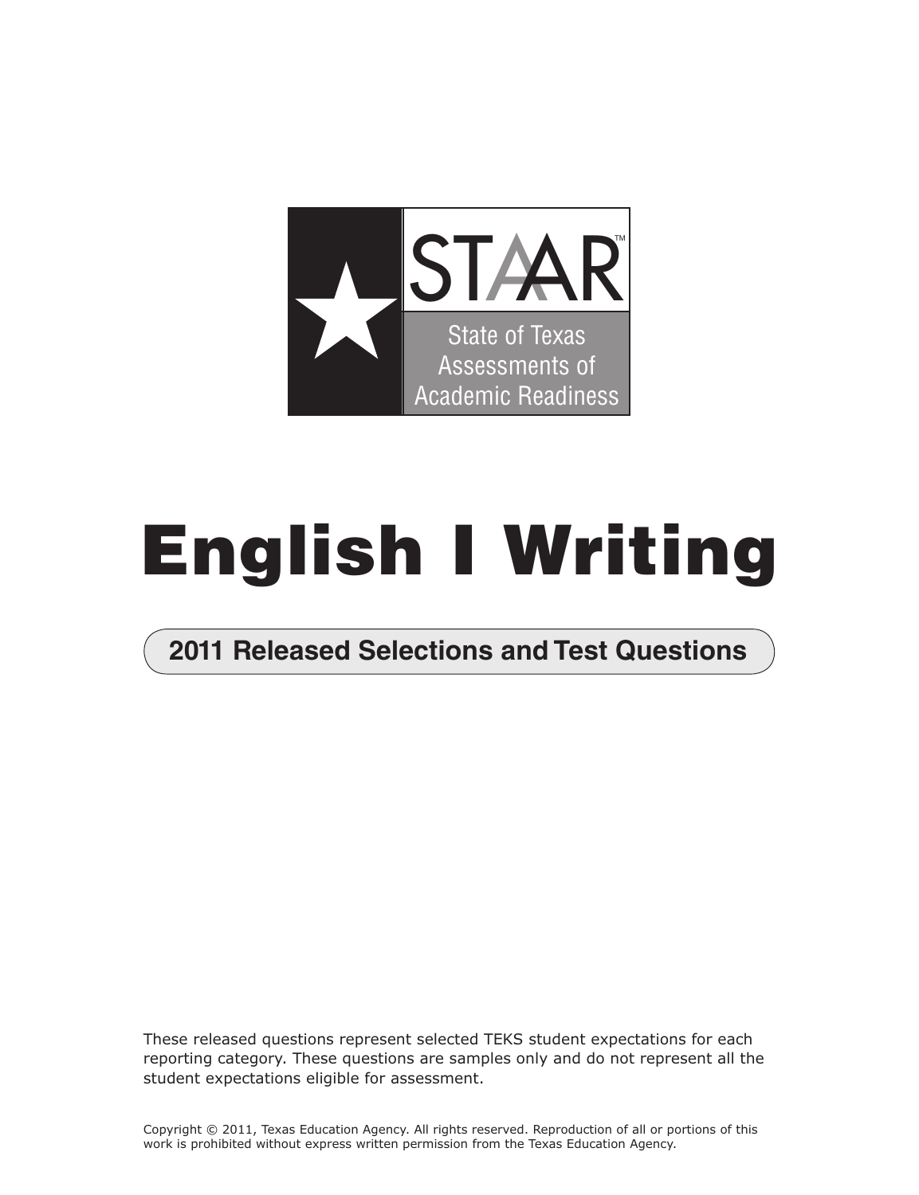STAAR™

State of Texas Assessments of Academic Readiness

# English I Writing

## 2011 Released Selections and Test Questions

These released questions represent selected TEKS student expectations for each reporting category. These questions are samples only and do not represent all the student expectations eligible for assessment.

Copyright © 2011, Texas Education Agency. All rights reserved. Reproduction of all or portions of this work is prohibited without express written permission from the Texas Education Agency.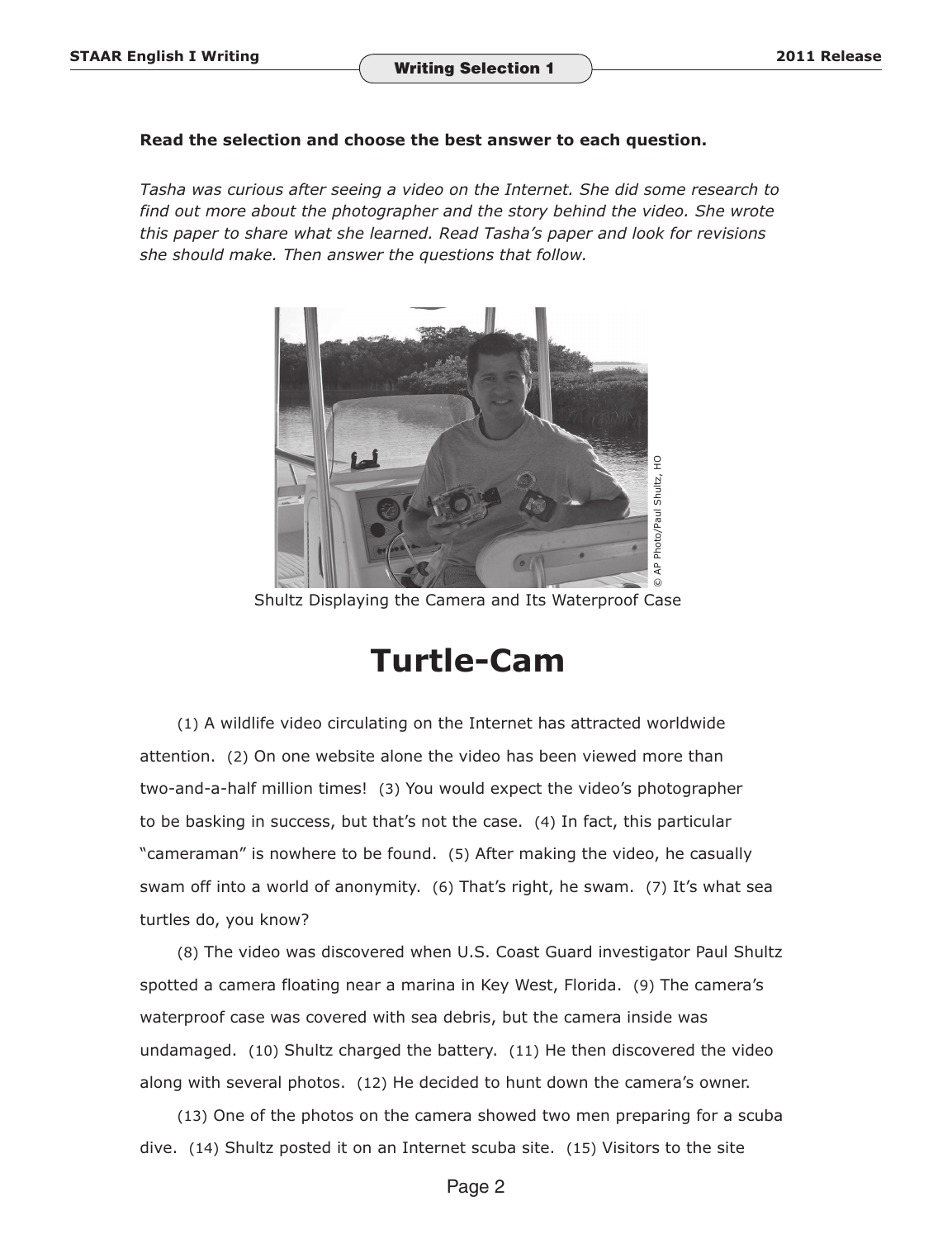**Read the selection and choose the best answer to each question.**

*Tasha was curious after seeing a video on the Internet. She did some research to find out more about the photographer and the story behind the video. She wrote this paper to share what she learned. Read Tasha's paper and look for revisions she should make. Then answer the questions that follow.*

© AP Photo/Paul Shultz, HO

Shultz Displaying the Camera and Its Waterproof Case

# Turtle-Cam

(1) A wildlife video circulating on the Internet has attracted worldwide attention. (2) On one website alone the video has been viewed more than two-and-a-half million times! (3) You would expect the video's photographer to be basking in success, but that's not the case. (4) In fact, this particular "cameraman" is nowhere to be found. (5) After making the video, he casually swam off into a world of anonymity. (6) That's right, he swam. (7) It's what sea turtles do, you know?

(8) The video was discovered when U.S. Coast Guard investigator Paul Shultz spotted a camera floating near a marina in Key West, Florida. (9) The camera's waterproof case was covered with sea debris, but the camera inside was undamaged. (10) Shultz charged the battery. (11) He then discovered the video along with several photos. (12) He decided to hunt down the camera's owner.

(13) One of the photos on the camera showed two men preparing for a scuba dive. (14) Shultz posted it on an Internet scuba site. (15) Visitors to the site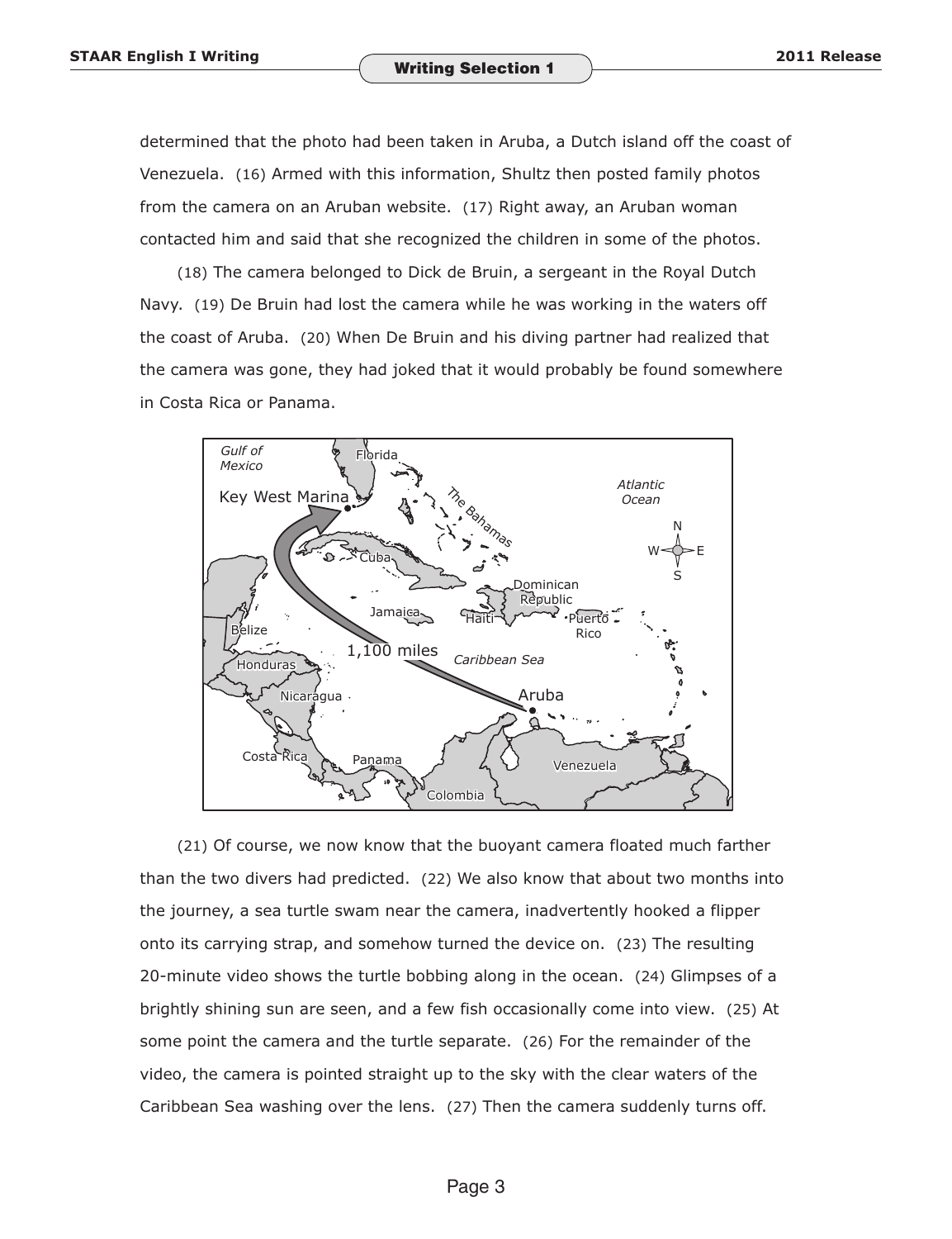determined that the photo had been taken in Aruba, a Dutch island off the coast of Venezuela. (16) Armed with this information, Shultz then posted family photos from the camera on an Aruban website. (17) Right away, an Aruban woman contacted him and said that she recognized the children in some of the photos.

(18) The camera belonged to Dick de Bruin, a sergeant in the Royal Dutch Navy. (19) De Bruin had lost the camera while he was working in the waters off the coast of Aruba. (20) When De Bruin and his diving partner had realized that the camera was gone, they had joked that it would probably be found somewhere in Costa Rica or Panama.

Gulf of Mexico
Florida
Key West Marina
The Bahamas
Atlantic Ocean
N
W
E
S
Cuba
Dominican Republic
Jamaica
Haiti
Puerto Rico
Belize
1,100 miles
Caribbean Sea
Honduras
Nicaragua
Aruba
Costa Rica
Panama
Venezuela
Colombia

(21) Of course, we now know that the buoyant camera floated much farther than the two divers had predicted. (22) We also know that about two months into the journey, a sea turtle swam near the camera, inadvertently hooked a flipper onto its carrying strap, and somehow turned the device on. (23) The resulting 20-minute video shows the turtle bobbing along in the ocean. (24) Glimpses of a brightly shining sun are seen, and a few fish occasionally come into view. (25) At some point the camera and the turtle separate. (26) For the remainder of the video, the camera is pointed straight up to the sky with the clear waters of the Caribbean Sea washing over the lens. (27) Then the camera suddenly turns off.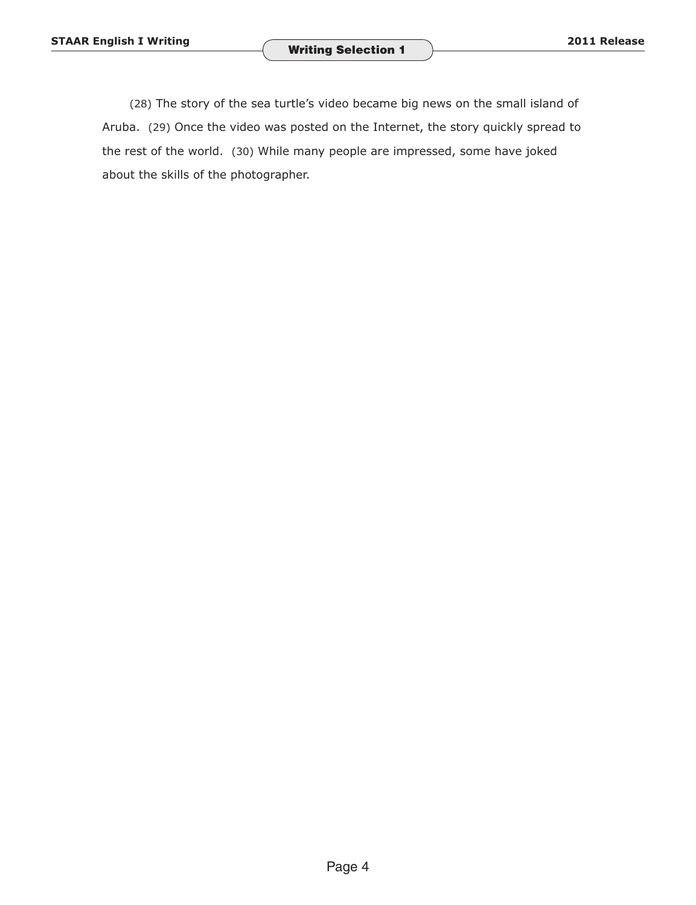(28) The story of the sea turtle's video became big news on the small island of Aruba. (29) Once the video was posted on the Internet, the story quickly spread to the rest of the world. (30) While many people are impressed, some have joked about the skills of the photographer.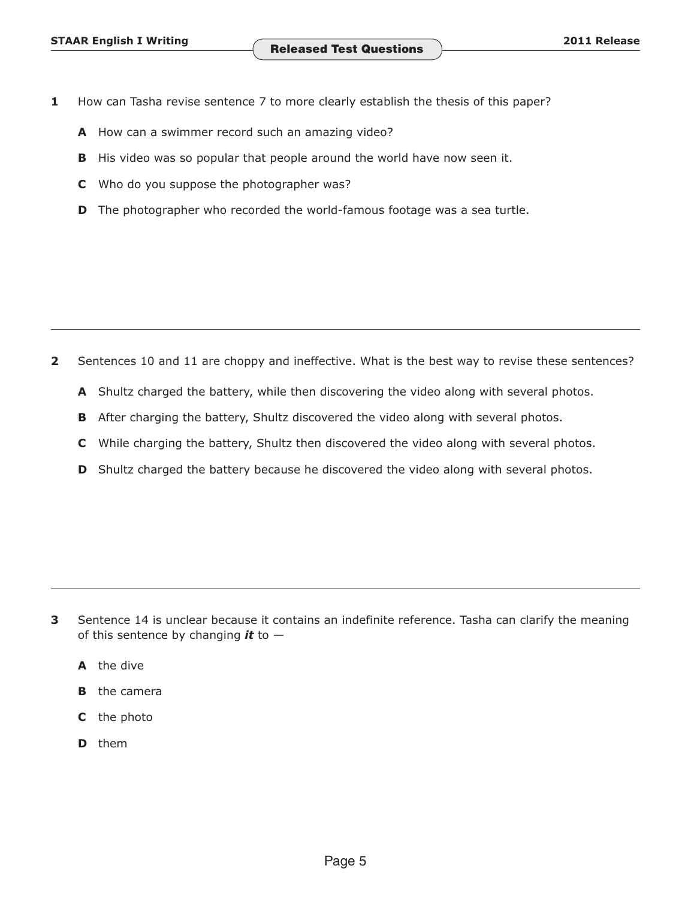**1** How can Tasha revise sentence 7 to more clearly establish the thesis of this paper?

- **A** How can a swimmer record such an amazing video?
- **B** His video was so popular that people around the world have now seen it.
- **C** Who do you suppose the photographer was?
- **D** The photographer who recorded the world-famous footage was a sea turtle.

---

**2** Sentences 10 and 11 are choppy and ineffective. What is the best way to revise these sentences?

- **A** Shultz charged the battery, while then discovering the video along with several photos.
- **B** After charging the battery, Shultz discovered the video along with several photos.
- **C** While charging the battery, Shultz then discovered the video along with several photos.
- **D** Shultz charged the battery because he discovered the video along with several photos.

---

**3** Sentence 14 is unclear because it contains an indefinite reference. Tasha can clarify the meaning of this sentence by changing ***it*** to —

- **A** the dive
- **B** the camera
- **C** the photo
- **D** them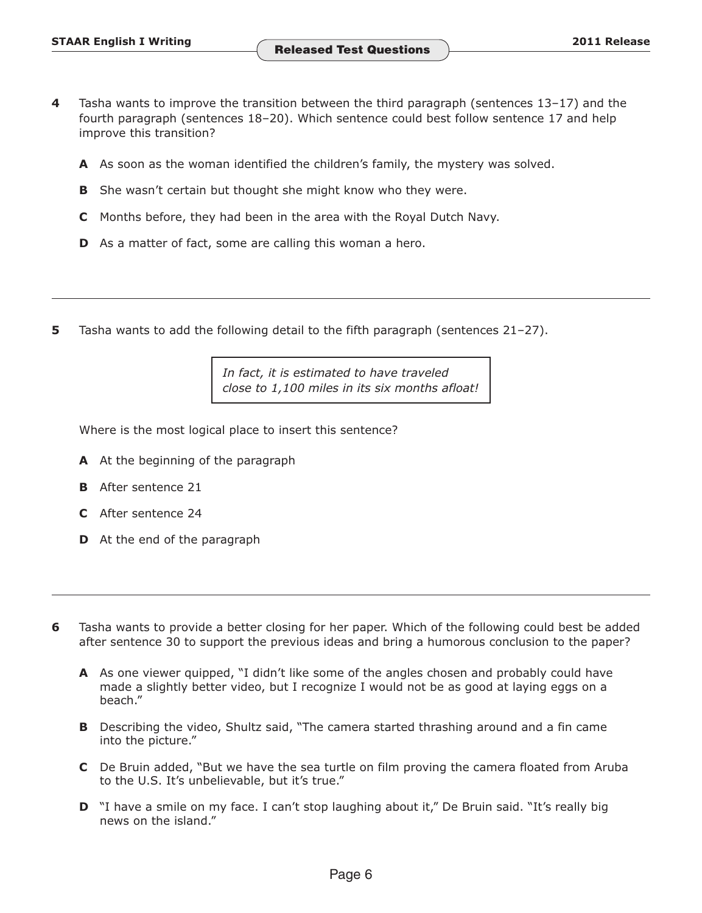**4** Tasha wants to improve the transition between the third paragraph (sentences 13–17) and the fourth paragraph (sentences 18–20). Which sentence could best follow sentence 17 and help improve this transition?

- **A** As soon as the woman identified the children's family, the mystery was solved.
- **B** She wasn't certain but thought she might know who they were.
- **C** Months before, they had been in the area with the Royal Dutch Navy.
- **D** As a matter of fact, some are calling this woman a hero.

---

**5** Tasha wants to add the following detail to the fifth paragraph (sentences 21–27).

> *In fact, it is estimated to have traveled close to 1,100 miles in its six months afloat!*

Where is the most logical place to insert this sentence?

- **A** At the beginning of the paragraph
- **B** After sentence 21
- **C** After sentence 24
- **D** At the end of the paragraph

---

**6** Tasha wants to provide a better closing for her paper. Which of the following could best be added after sentence 30 to support the previous ideas and bring a humorous conclusion to the paper?

- **A** As one viewer quipped, "I didn't like some of the angles chosen and probably could have made a slightly better video, but I recognize I would not be as good at laying eggs on a beach."
- **B** Describing the video, Shultz said, "The camera started thrashing around and a fin came into the picture."
- **C** De Bruin added, "But we have the sea turtle on film proving the camera floated from Aruba to the U.S. It's unbelievable, but it's true."
- **D** "I have a smile on my face. I can't stop laughing about it," De Bruin said. "It's really big news on the island."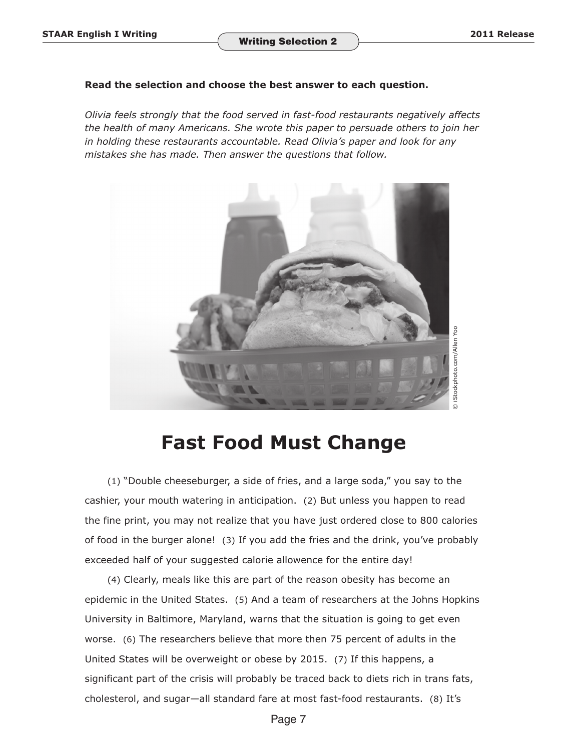**Read the selection and choose the best answer to each question.**

*Olivia feels strongly that the food served in fast-food restaurants negatively affects the health of many Americans. She wrote this paper to persuade others to join her in holding these restaurants accountable. Read Olivia's paper and look for any mistakes she has made. Then answer the questions that follow.*

© iStockphoto.com/Allen Yoo

# Fast Food Must Change

(1) "Double cheeseburger, a side of fries, and a large soda," you say to the cashier, your mouth watering in anticipation. (2) But unless you happen to read the fine print, you may not realize that you have just ordered close to 800 calories of food in the burger alone! (3) If you add the fries and the drink, you've probably exceeded half of your suggested calorie allowence for the entire day!

(4) Clearly, meals like this are part of the reason obesity has become an epidemic in the United States. (5) And a team of researchers at the Johns Hopkins University in Baltimore, Maryland, warns that the situation is going to get even worse. (6) The researchers believe that more then 75 percent of adults in the United States will be overweight or obese by 2015. (7) If this happens, a significant part of the crisis will probably be traced back to diets rich in trans fats, cholesterol, and sugar—all standard fare at most fast-food restaurants. (8) It's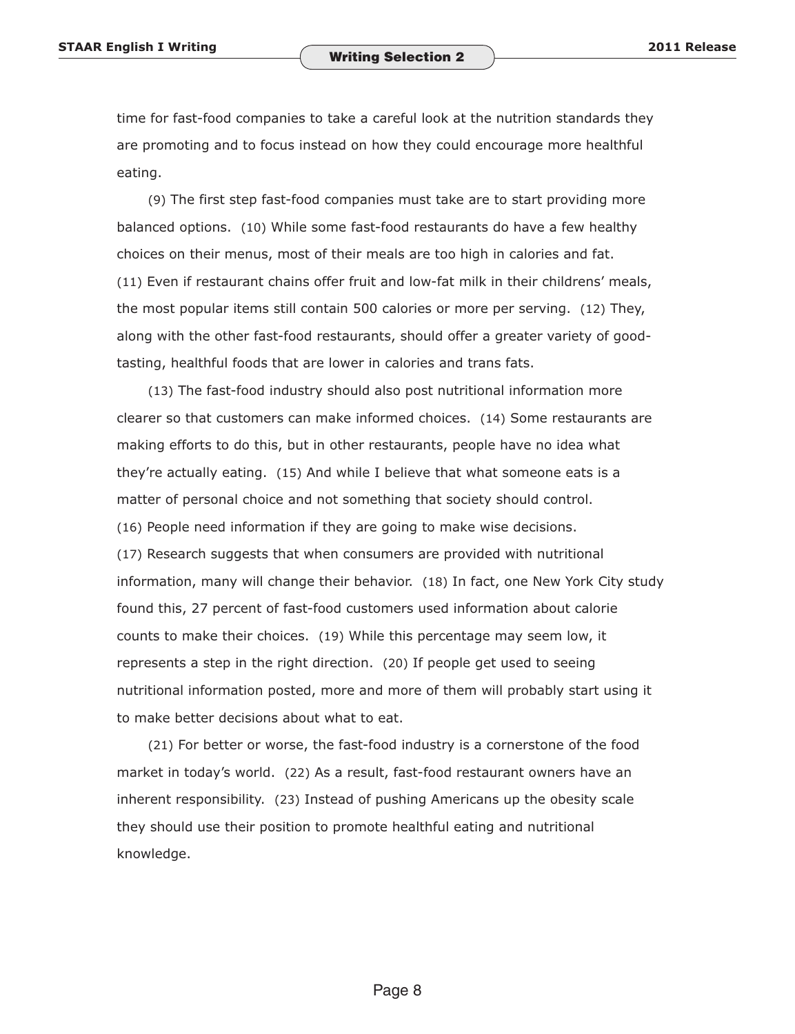time for fast-food companies to take a careful look at the nutrition standards they are promoting and to focus instead on how they could encourage more healthful eating.

(9) The first step fast-food companies must take are to start providing more balanced options. (10) While some fast-food restaurants do have a few healthy choices on their menus, most of their meals are too high in calories and fat. (11) Even if restaurant chains offer fruit and low-fat milk in their childrens' meals, the most popular items still contain 500 calories or more per serving. (12) They, along with the other fast-food restaurants, should offer a greater variety of good-tasting, healthful foods that are lower in calories and trans fats.

(13) The fast-food industry should also post nutritional information more clearer so that customers can make informed choices. (14) Some restaurants are making efforts to do this, but in other restaurants, people have no idea what they're actually eating. (15) And while I believe that what someone eats is a matter of personal choice and not something that society should control. (16) People need information if they are going to make wise decisions. (17) Research suggests that when consumers are provided with nutritional information, many will change their behavior. (18) In fact, one New York City study found this, 27 percent of fast-food customers used information about calorie counts to make their choices. (19) While this percentage may seem low, it represents a step in the right direction. (20) If people get used to seeing nutritional information posted, more and more of them will probably start using it to make better decisions about what to eat.

(21) For better or worse, the fast-food industry is a cornerstone of the food market in today's world. (22) As a result, fast-food restaurant owners have an inherent responsibility. (23) Instead of pushing Americans up the obesity scale they should use their position to promote healthful eating and nutritional knowledge.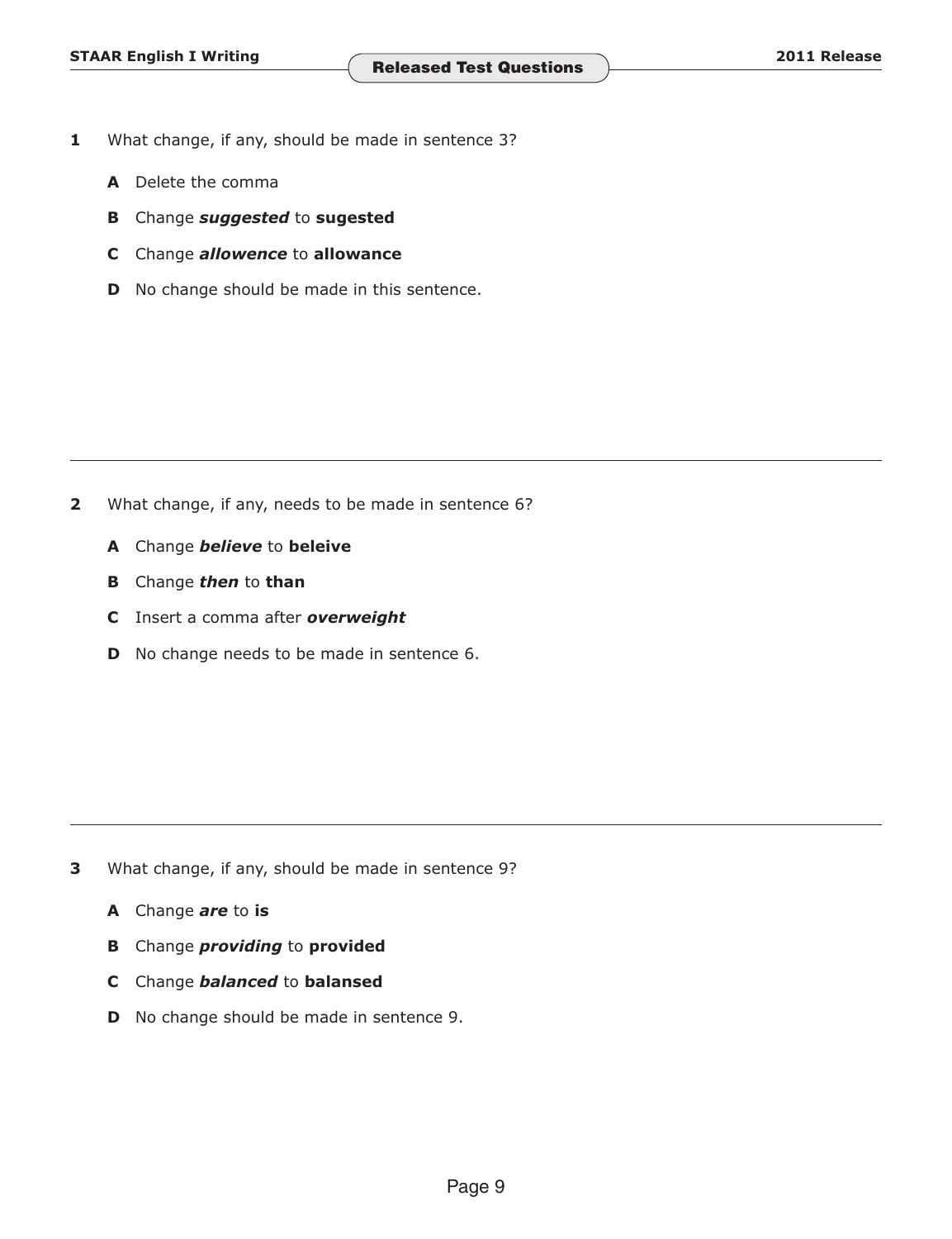**1** What change, if any, should be made in sentence 3?

**A** Delete the comma

**B** Change ***suggested*** to **sugested**

**C** Change ***allowence*** to **allowance**

**D** No change should be made in this sentence.

---

**2** What change, if any, needs to be made in sentence 6?

**A** Change ***believe*** to **beleive**

**B** Change ***then*** to **than**

**C** Insert a comma after ***overweight***

**D** No change needs to be made in sentence 6.

---

**3** What change, if any, should be made in sentence 9?

**A** Change ***are*** to **is**

**B** Change ***providing*** to **provided**

**C** Change ***balanced*** to **balansed**

**D** No change should be made in sentence 9.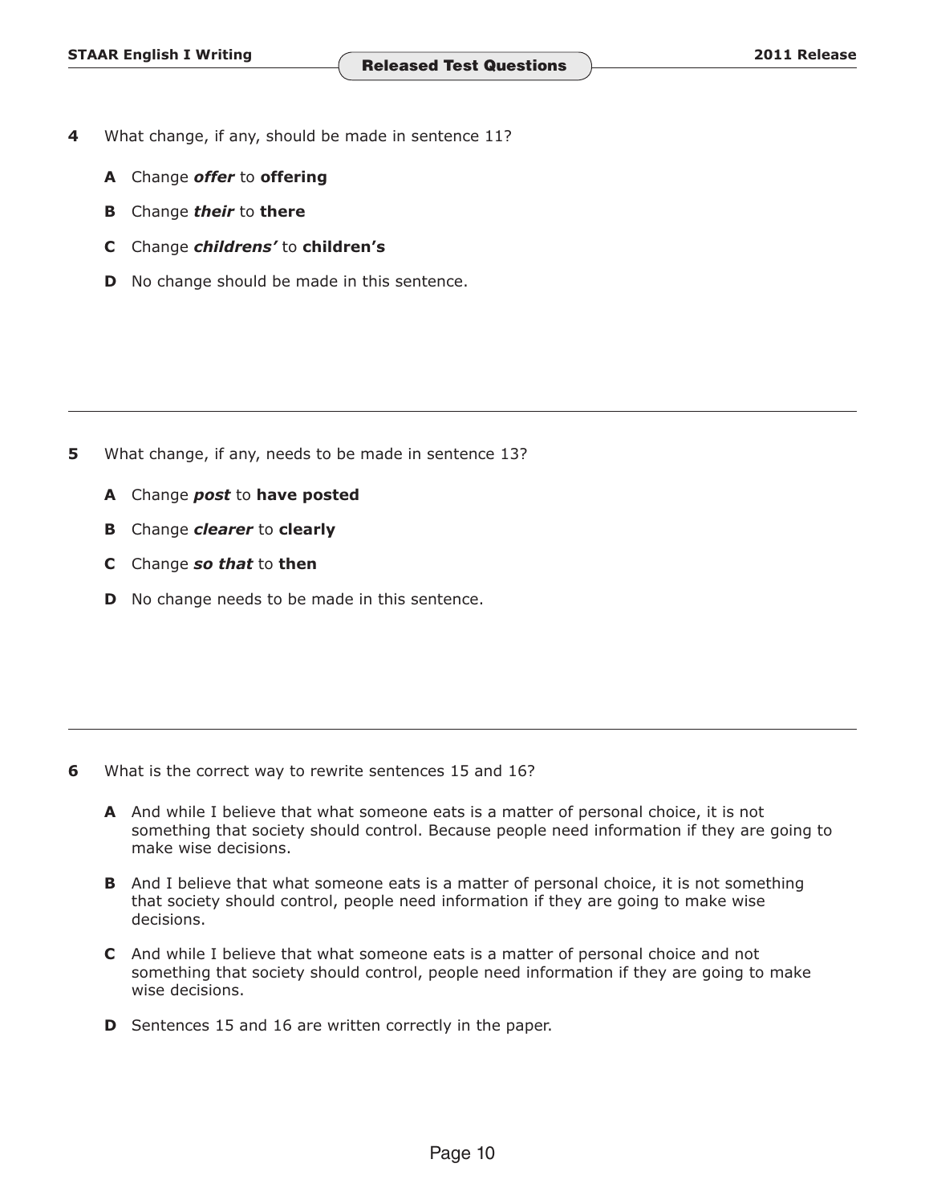**4** What change, if any, should be made in sentence 11?

**A** Change ***offer*** to **offering**

**B** Change ***their*** to **there**

**C** Change ***childrens'*** to **children's**

**D** No change should be made in this sentence.

---

**5** What change, if any, needs to be made in sentence 13?

**A** Change ***post*** to **have posted**

**B** Change ***clearer*** to **clearly**

**C** Change ***so that*** to **then**

**D** No change needs to be made in this sentence.

---

**6** What is the correct way to rewrite sentences 15 and 16?

**A** And while I believe that what someone eats is a matter of personal choice, it is not something that society should control. Because people need information if they are going to make wise decisions.

**B** And I believe that what someone eats is a matter of personal choice, it is not something that society should control, people need information if they are going to make wise decisions.

**C** And while I believe that what someone eats is a matter of personal choice and not something that society should control, people need information if they are going to make wise decisions.

**D** Sentences 15 and 16 are written correctly in the paper.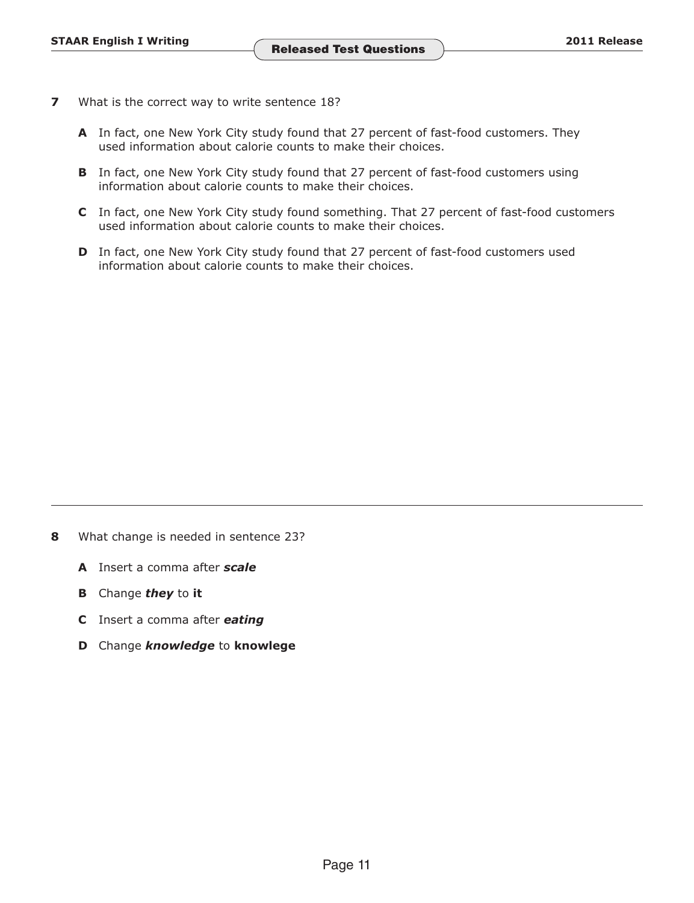**7** What is the correct way to write sentence 18?

**A** In fact, one New York City study found that 27 percent of fast-food customers. They used information about calorie counts to make their choices.

**B** In fact, one New York City study found that 27 percent of fast-food customers using information about calorie counts to make their choices.

**C** In fact, one New York City study found something. That 27 percent of fast-food customers used information about calorie counts to make their choices.

**D** In fact, one New York City study found that 27 percent of fast-food customers used information about calorie counts to make their choices.

---

**8** What change is needed in sentence 23?

**A** Insert a comma after ***scale***

**B** Change ***they*** to **it**

**C** Insert a comma after ***eating***

**D** Change ***knowledge*** to **knowlege**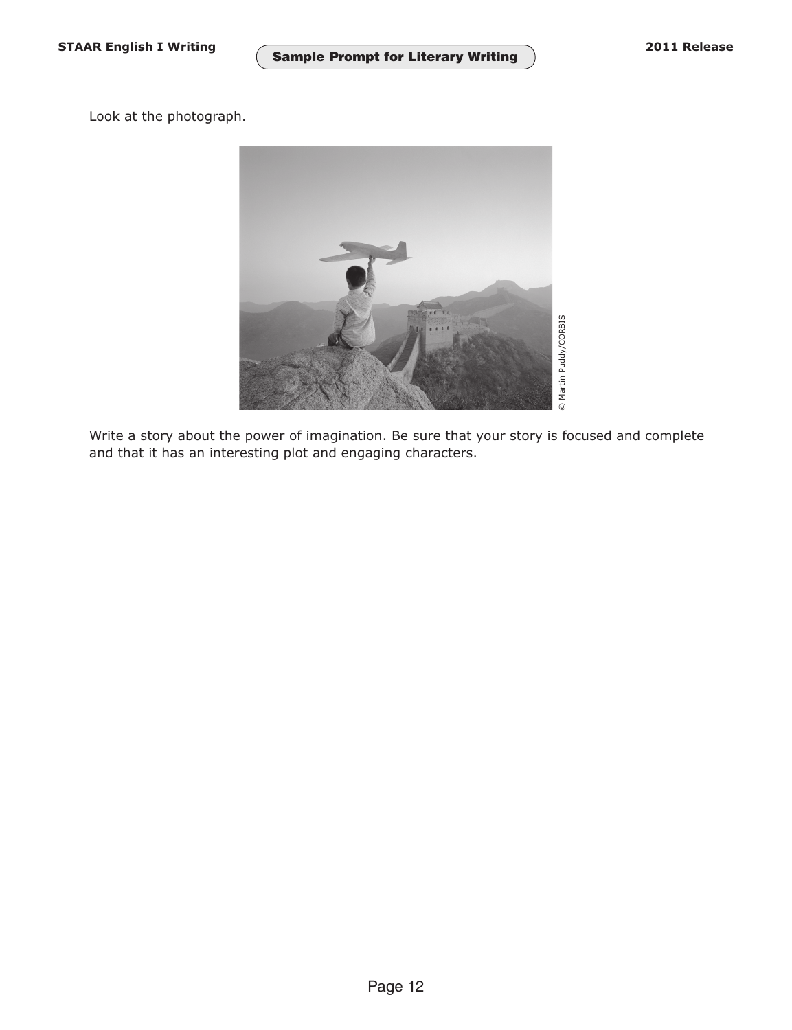Look at the photograph.

© Martin Puddy/CORBIS

Write a story about the power of imagination. Be sure that your story is focused and complete and that it has an interesting plot and engaging characters.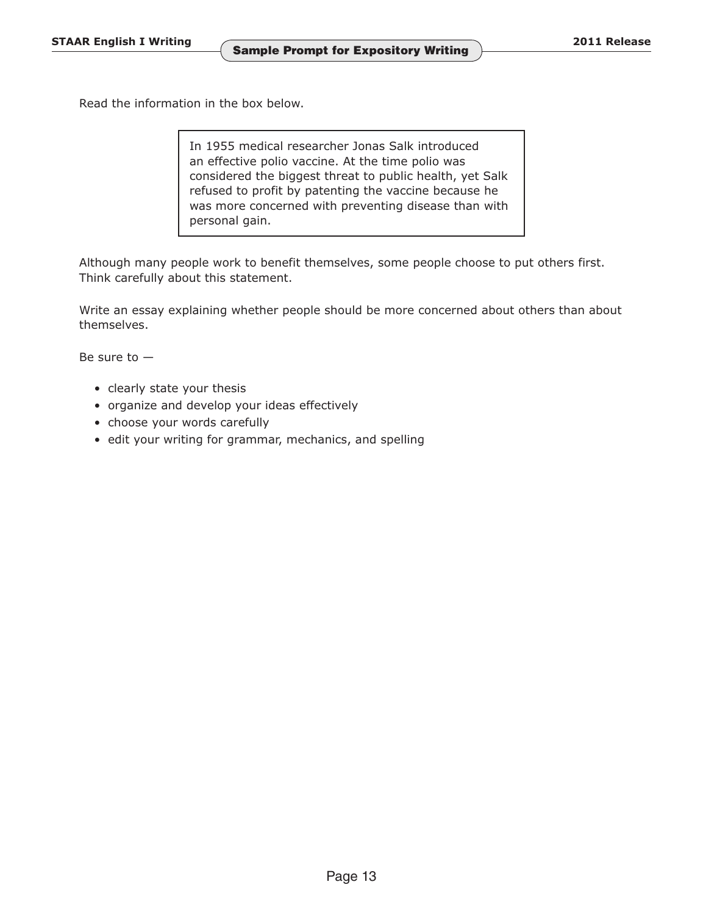## Sample Prompt for Expository Writing

Read the information in the box below.

> In 1955 medical researcher Jonas Salk introduced an effective polio vaccine. At the time polio was considered the biggest threat to public health, yet Salk refused to profit by patenting the vaccine because he was more concerned with preventing disease than with personal gain.

Although many people work to benefit themselves, some people choose to put others first. Think carefully about this statement.

Write an essay explaining whether people should be more concerned about others than about themselves.

Be sure to —

- clearly state your thesis
- organize and develop your ideas effectively
- choose your words carefully
- edit your writing for grammar, mechanics, and spelling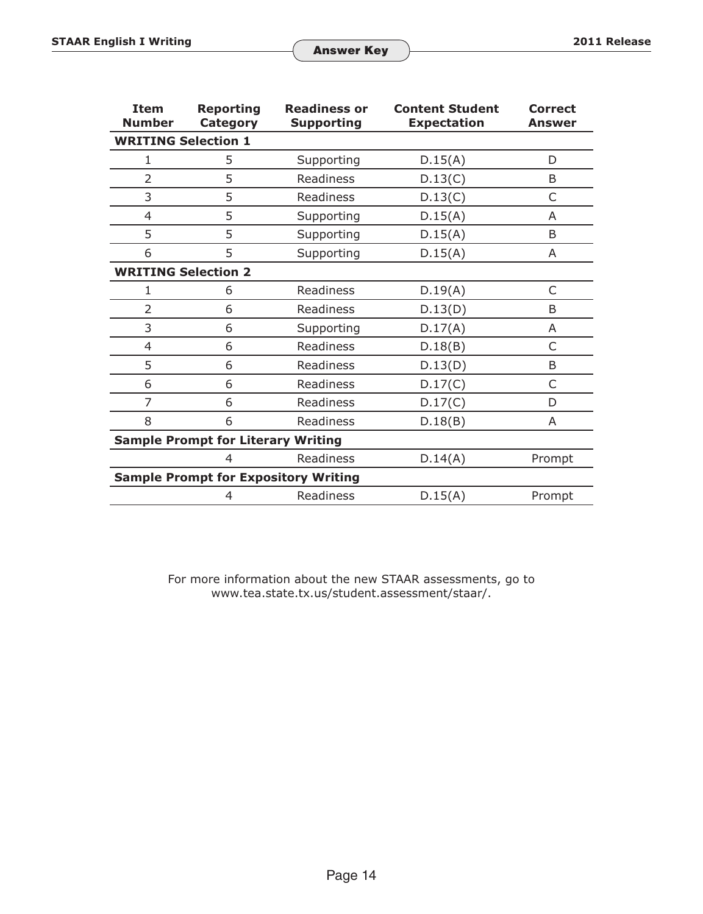## Answer Key

| Item Number | Reporting Category | Readiness or Supporting | Content Student Expectation | Correct Answer |
|---|---|---|---|---|
| **WRITING Selection 1** | | | | |
| 1 | 5 | Supporting | D.15(A) | D |
| 2 | 5 | Readiness | D.13(C) | B |
| 3 | 5 | Readiness | D.13(C) | C |
| 4 | 5 | Supporting | D.15(A) | A |
| 5 | 5 | Supporting | D.15(A) | B |
| 6 | 5 | Supporting | D.15(A) | A |
| **WRITING Selection 2** | | | | |
| 1 | 6 | Readiness | D.19(A) | C |
| 2 | 6 | Readiness | D.13(D) | B |
| 3 | 6 | Supporting | D.17(A) | A |
| 4 | 6 | Readiness | D.18(B) | C |
| 5 | 6 | Readiness | D.13(D) | B |
| 6 | 6 | Readiness | D.17(C) | C |
| 7 | 6 | Readiness | D.17(C) | D |
| 8 | 6 | Readiness | D.18(B) | A |
| **Sample Prompt for Literary Writing** | | | | |
| | 4 | Readiness | D.14(A) | Prompt |
| **Sample Prompt for Expository Writing** | | | | |
| | 4 | Readiness | D.15(A) | Prompt |

For more information about the new STAAR assessments, go to www.tea.state.tx.us/student.assessment/staar/.